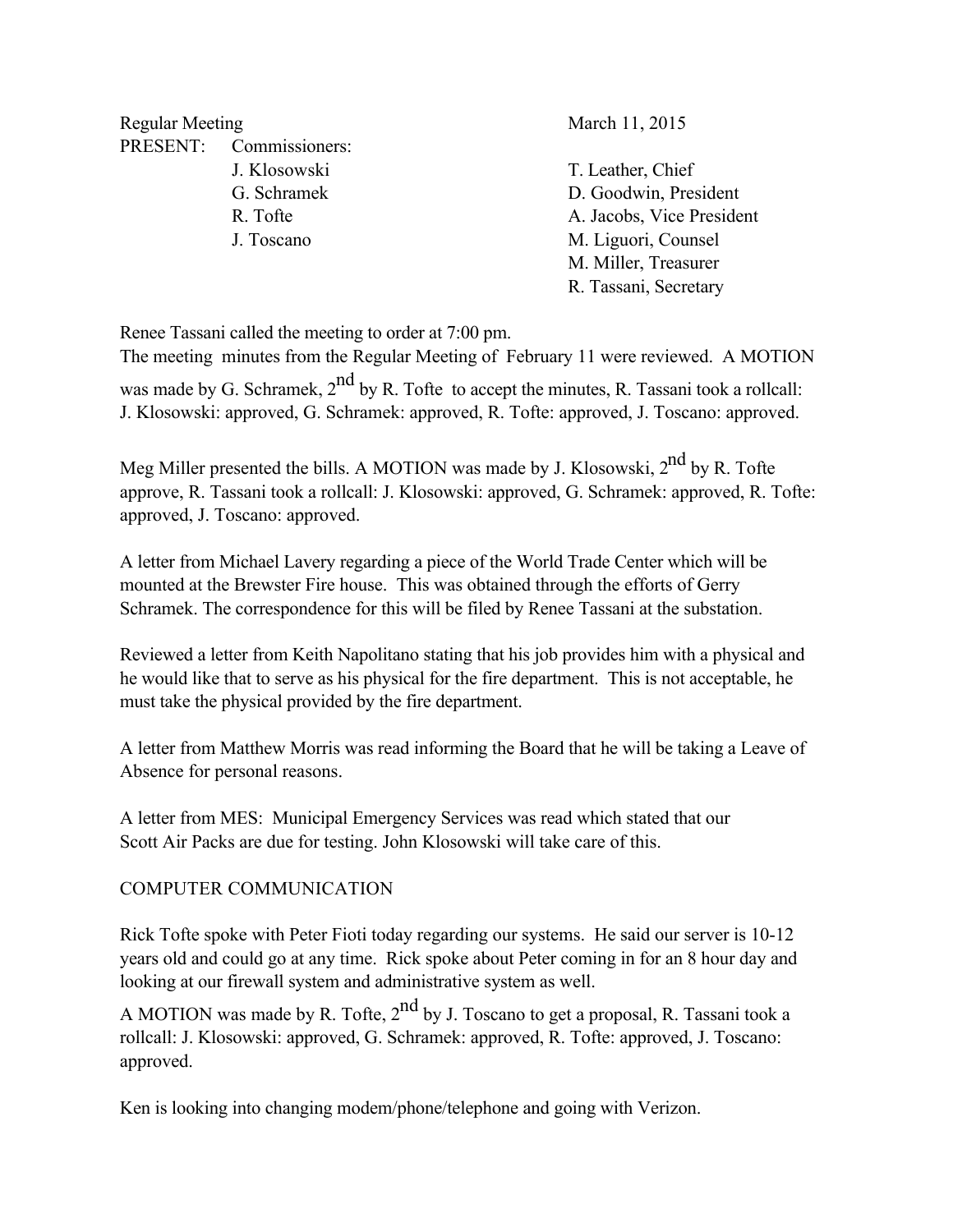Regular Meeting March 11, 2015

PRESENT: Commissioners:

| Commissioners | |
|---|---|
| J. Klosowski | T. Leather, Chief |
| G. Schramek | D. Goodwin, President |
| R. Tofte | A. Jacobs, Vice President |
| J. Toscano | M. Liguori, Counsel |
| | M. Miller, Treasurer |
| | R. Tassani, Secretary |

Renee Tassani called the meeting to order at 7:00 pm.
The meeting minutes from the Regular Meeting of February 11 were reviewed. A MOTION was made by G. Schramek, 2nd by R. Tofte to accept the minutes, R. Tassani took a rollcall: J. Klosowski: approved, G. Schramek: approved, R. Tofte: approved, J. Toscano: approved.

Meg Miller presented the bills. A MOTION was made by J. Klosowski, 2nd by R. Tofte approve, R. Tassani took a rollcall: J. Klosowski: approved, G. Schramek: approved, R. Tofte: approved, J. Toscano: approved.

A letter from Michael Lavery regarding a piece of the World Trade Center which will be mounted at the Brewster Fire house. This was obtained through the efforts of Gerry Schramek. The correspondence for this will be filed by Renee Tassani at the substation.

Reviewed a letter from Keith Napolitano stating that his job provides him with a physical and he would like that to serve as his physical for the fire department. This is not acceptable, he must take the physical provided by the fire department.

A letter from Matthew Morris was read informing the Board that he will be taking a Leave of Absence for personal reasons.

A letter from MES: Municipal Emergency Services was read which stated that our Scott Air Packs are due for testing. John Klosowski will take care of this.

COMPUTER COMMUNICATION

Rick Tofte spoke with Peter Fioti today regarding our systems. He said our server is 10-12 years old and could go at any time. Rick spoke about Peter coming in for an 8 hour day and looking at our firewall system and administrative system as well.

A MOTION was made by R. Tofte, 2nd by J. Toscano to get a proposal, R. Tassani took a rollcall: J. Klosowski: approved, G. Schramek: approved, R. Tofte: approved, J. Toscano: approved.

Ken is looking into changing modem/phone/telephone and going with Verizon.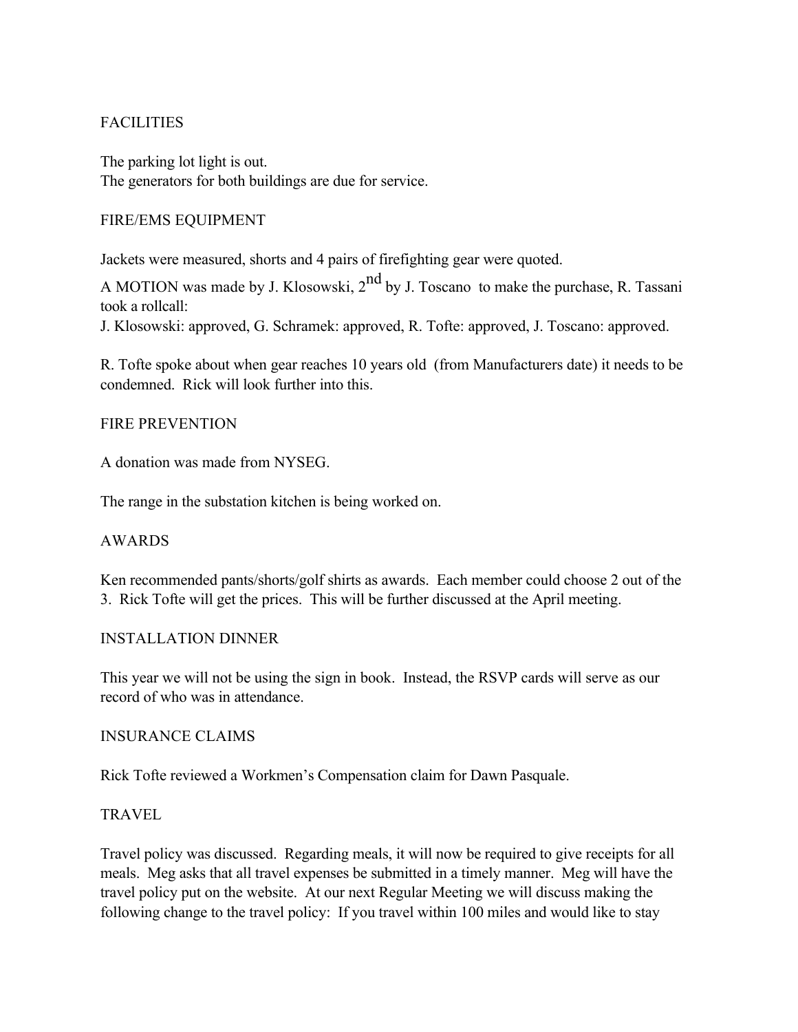## FACILITIES

The parking lot light is out.
The generators for both buildings are due for service.

## FIRE/EMS EQUIPMENT

Jackets were measured, shorts and 4 pairs of firefighting gear were quoted.

A MOTION was made by J. Klosowski, $2^{nd}$ by J. Toscano to make the purchase, R. Tassani took a rollcall:
J. Klosowski: approved, G. Schramek: approved, R. Tofte: approved, J. Toscano: approved.

R. Tofte spoke about when gear reaches 10 years old (from Manufacturers date) it needs to be condemned. Rick will look further into this.

## FIRE PREVENTION

A donation was made from NYSEG.

The range in the substation kitchen is being worked on.

## AWARDS

Ken recommended pants/shorts/golf shirts as awards. Each member could choose 2 out of the 3. Rick Tofte will get the prices. This will be further discussed at the April meeting.

## INSTALLATION DINNER

This year we will not be using the sign in book. Instead, the RSVP cards will serve as our record of who was in attendance.

## INSURANCE CLAIMS

Rick Tofte reviewed a Workmen's Compensation claim for Dawn Pasquale.

## TRAVEL

Travel policy was discussed. Regarding meals, it will now be required to give receipts for all meals. Meg asks that all travel expenses be submitted in a timely manner. Meg will have the travel policy put on the website. At our next Regular Meeting we will discuss making the following change to the travel policy: If you travel within 100 miles and would like to stay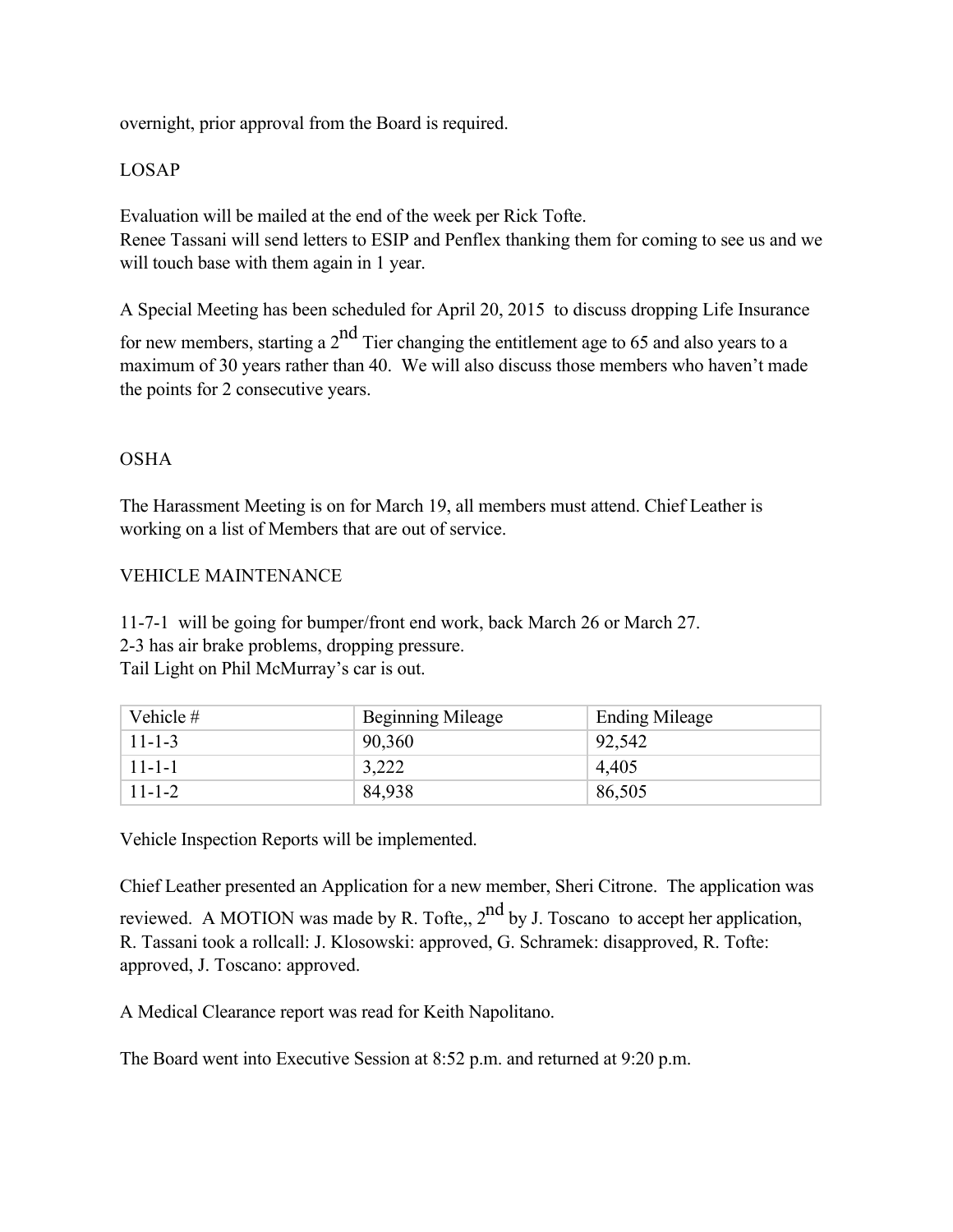overnight, prior approval from the Board is required.

LOSAP

Evaluation will be mailed at the end of the week per Rick Tofte.
Renee Tassani will send letters to ESIP and Penflex thanking them for coming to see us and we will touch base with them again in 1 year.

A Special Meeting has been scheduled for April 20, 2015 to discuss dropping Life Insurance for new members, starting a 2nd Tier changing the entitlement age to 65 and also years to a maximum of 30 years rather than 40. We will also discuss those members who haven't made the points for 2 consecutive years.

OSHA

The Harassment Meeting is on for March 19, all members must attend. Chief Leather is working on a list of Members that are out of service.

VEHICLE MAINTENANCE

11-7-1 will be going for bumper/front end work, back March 26 or March 27.
2-3 has air brake problems, dropping pressure.
Tail Light on Phil McMurray's car is out.

| Vehicle # | Beginning Mileage | Ending Mileage |
|---|---|---|
| 11-1-3 | 90,360 | 92,542 |
| 11-1-1 | 3,222 | 4,405 |
| 11-1-2 | 84,938 | 86,505 |

Vehicle Inspection Reports will be implemented.

Chief Leather presented an Application for a new member, Sheri Citrone. The application was reviewed. A MOTION was made by R. Tofte,, 2nd by J. Toscano to accept her application, R. Tassani took a rollcall: J. Klosowski: approved, G. Schramek: disapproved, R. Tofte: approved, J. Toscano: approved.

A Medical Clearance report was read for Keith Napolitano.

The Board went into Executive Session at 8:52 p.m. and returned at 9:20 p.m.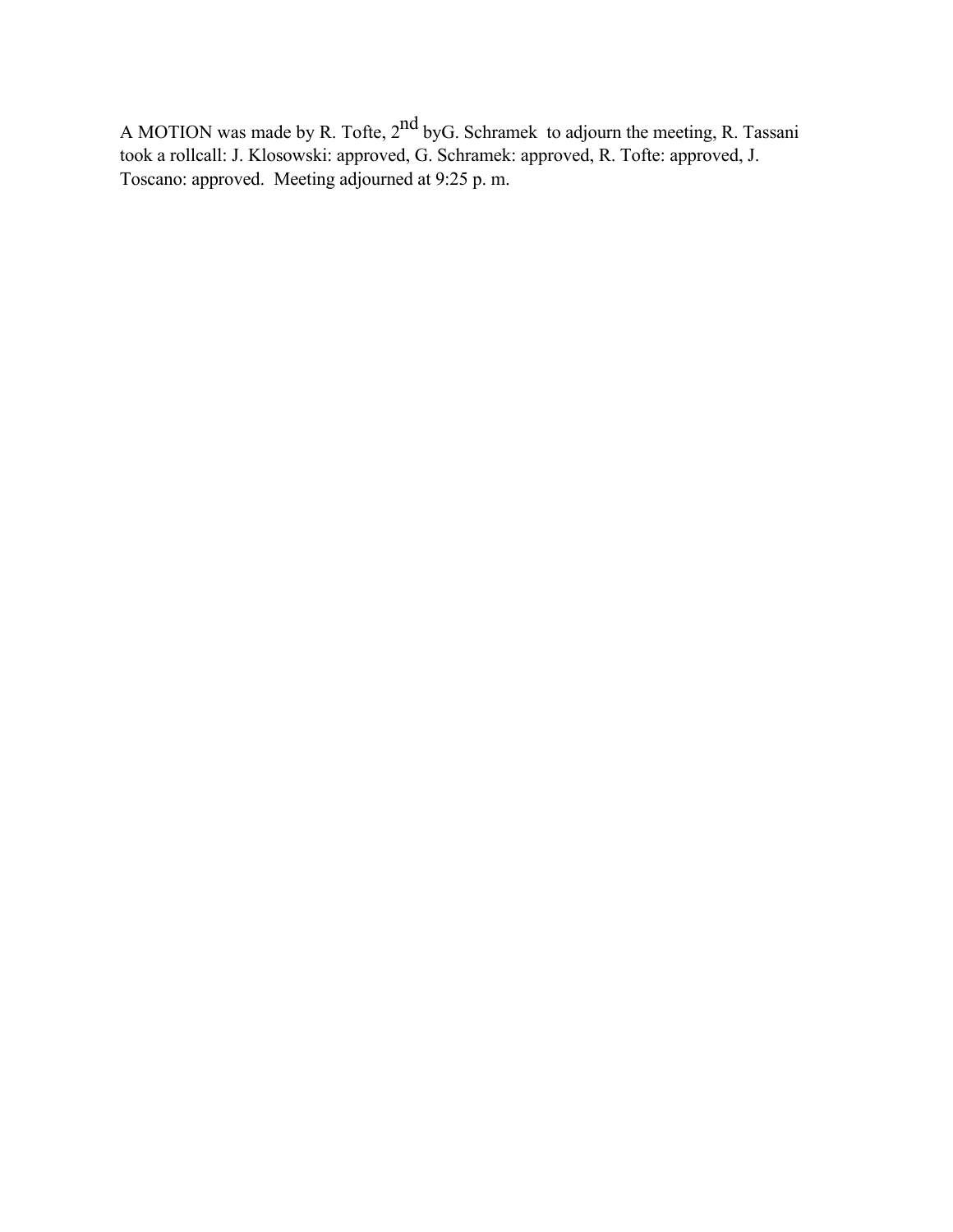A MOTION was made by R. Tofte, 2nd byG. Schramek to adjourn the meeting, R. Tassani took a rollcall: J. Klosowski: approved, G. Schramek: approved, R. Tofte: approved, J. Toscano: approved. Meeting adjourned at 9:25 p. m.